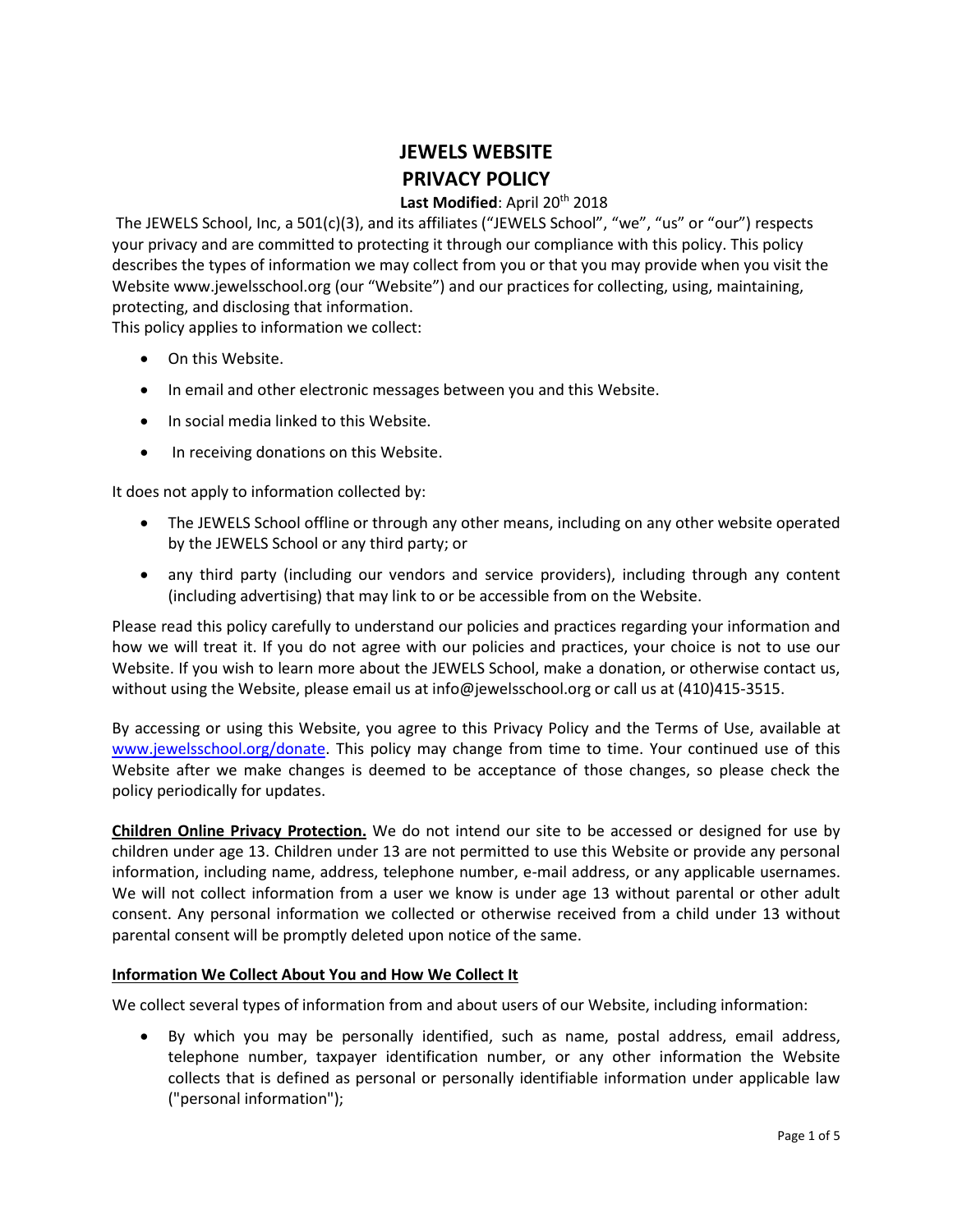# JEWELS WEBSITE
# PRIVACY POLICY

**Last Modified**: April 20th 2018

The JEWELS School, Inc, a 501(c)(3), and its affiliates ("JEWELS School", "we", "us" or "our") respects your privacy and are committed to protecting it through our compliance with this policy. This policy describes the types of information we may collect from you or that you may provide when you visit the Website www.jewelsschool.org (our "Website") and our practices for collecting, using, maintaining, protecting, and disclosing that information.

This policy applies to information we collect:

- On this Website.
- In email and other electronic messages between you and this Website.
- In social media linked to this Website.
- In receiving donations on this Website.

It does not apply to information collected by:

- The JEWELS School offline or through any other means, including on any other website operated by the JEWELS School or any third party; or
- any third party (including our vendors and service providers), including through any content (including advertising) that may link to or be accessible from on the Website.

Please read this policy carefully to understand our policies and practices regarding your information and how we will treat it. If you do not agree with our policies and practices, your choice is not to use our Website. If you wish to learn more about the JEWELS School, make a donation, or otherwise contact us, without using the Website, please email us at info@jewelsschool.org or call us at (410)415-3515.

By accessing or using this Website, you agree to this Privacy Policy and the Terms of Use, available at [www.jewelsschool.org/donate](www.jewelsschool.org/donate). This policy may change from time to time. Your continued use of this Website after we make changes is deemed to be acceptance of those changes, so please check the policy periodically for updates.

**Children Online Privacy Protection.** We do not intend our site to be accessed or designed for use by children under age 13. Children under 13 are not permitted to use this Website or provide any personal information, including name, address, telephone number, e-mail address, or any applicable usernames. We will not collect information from a user we know is under age 13 without parental or other adult consent. Any personal information we collected or otherwise received from a child under 13 without parental consent will be promptly deleted upon notice of the same.

**Information We Collect About You and How We Collect It**

We collect several types of information from and about users of our Website, including information:

- By which you may be personally identified, such as name, postal address, email address, telephone number, taxpayer identification number, or any other information the Website collects that is defined as personal or personally identifiable information under applicable law ("personal information");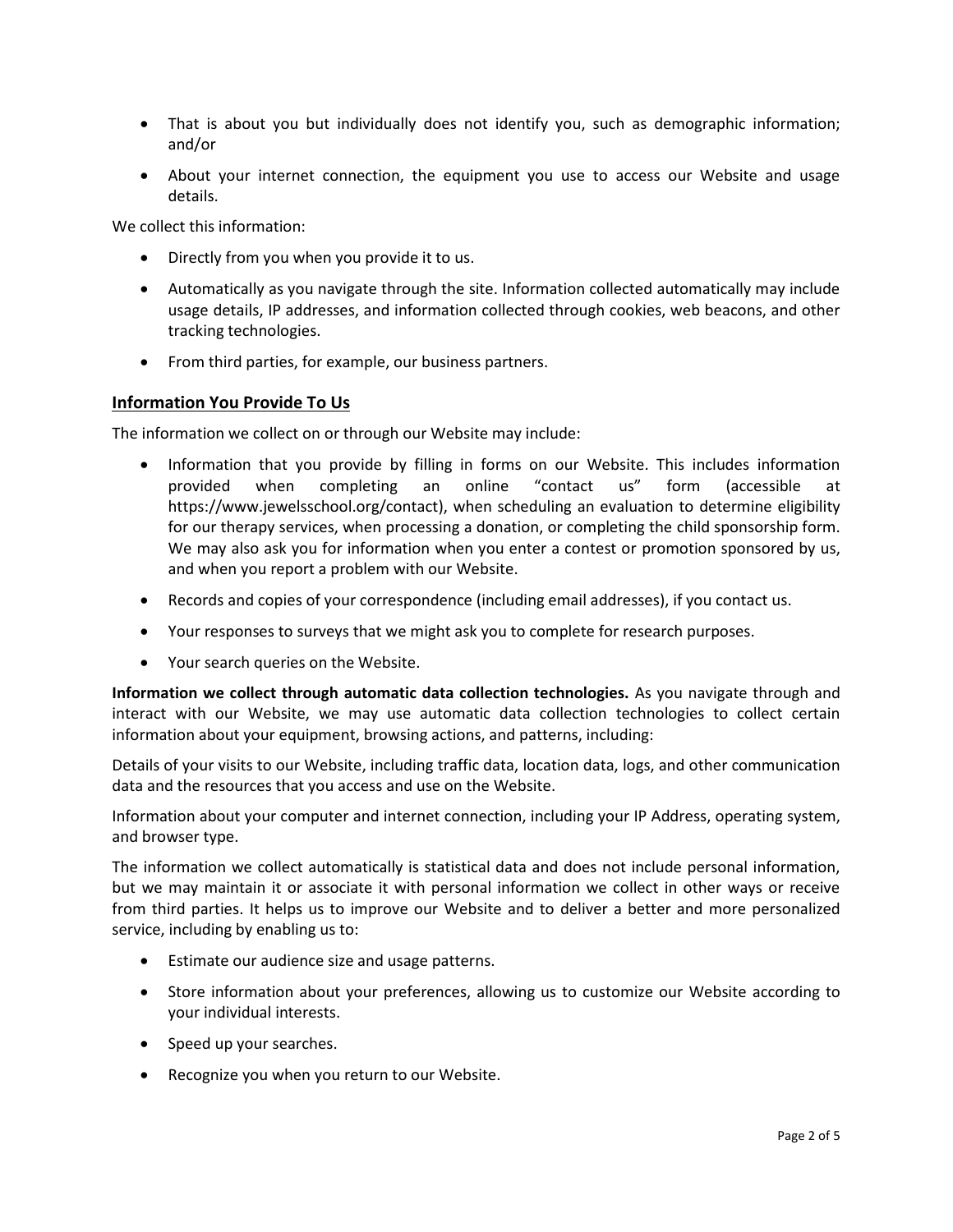- That is about you but individually does not identify you, such as demographic information; and/or
- About your internet connection, the equipment you use to access our Website and usage details.

We collect this information:

- Directly from you when you provide it to us.
- Automatically as you navigate through the site. Information collected automatically may include usage details, IP addresses, and information collected through cookies, web beacons, and other tracking technologies.
- From third parties, for example, our business partners.

## Information You Provide To Us

The information we collect on or through our Website may include:

- Information that you provide by filling in forms on our Website. This includes information provided when completing an online "contact us" form (accessible at https://www.jewelsschool.org/contact), when scheduling an evaluation to determine eligibility for our therapy services, when processing a donation, or completing the child sponsorship form. We may also ask you for information when you enter a contest or promotion sponsored by us, and when you report a problem with our Website.
- Records and copies of your correspondence (including email addresses), if you contact us.
- Your responses to surveys that we might ask you to complete for research purposes.
- Your search queries on the Website.

**Information we collect through automatic data collection technologies.** As you navigate through and interact with our Website, we may use automatic data collection technologies to collect certain information about your equipment, browsing actions, and patterns, including:

Details of your visits to our Website, including traffic data, location data, logs, and other communication data and the resources that you access and use on the Website.

Information about your computer and internet connection, including your IP Address, operating system, and browser type.

The information we collect automatically is statistical data and does not include personal information, but we may maintain it or associate it with personal information we collect in other ways or receive from third parties. It helps us to improve our Website and to deliver a better and more personalized service, including by enabling us to:

- Estimate our audience size and usage patterns.
- Store information about your preferences, allowing us to customize our Website according to your individual interests.
- Speed up your searches.
- Recognize you when you return to our Website.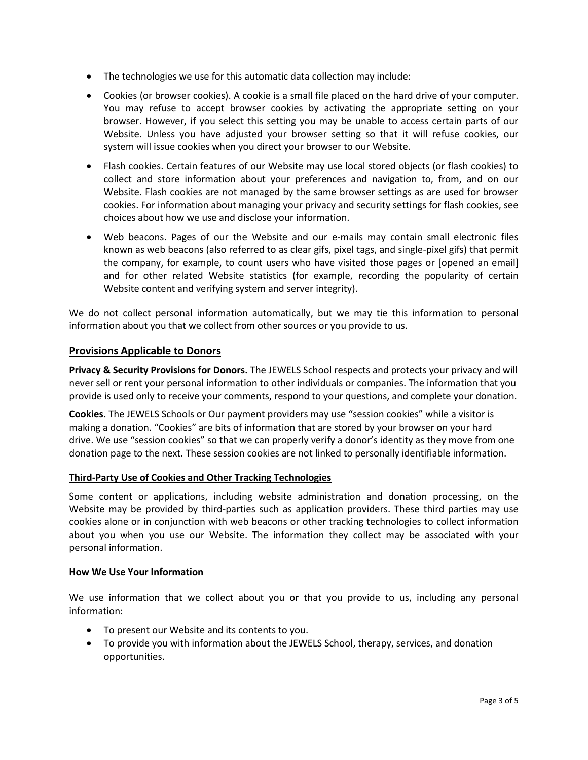- The technologies we use for this automatic data collection may include:
- Cookies (or browser cookies). A cookie is a small file placed on the hard drive of your computer. You may refuse to accept browser cookies by activating the appropriate setting on your browser. However, if you select this setting you may be unable to access certain parts of our Website. Unless you have adjusted your browser setting so that it will refuse cookies, our system will issue cookies when you direct your browser to our Website.
- Flash cookies. Certain features of our Website may use local stored objects (or flash cookies) to collect and store information about your preferences and navigation to, from, and on our Website. Flash cookies are not managed by the same browser settings as are used for browser cookies. For information about managing your privacy and security settings for flash cookies, see choices about how we use and disclose your information.
- Web beacons. Pages of our the Website and our e-mails may contain small electronic files known as web beacons (also referred to as clear gifs, pixel tags, and single-pixel gifs) that permit the company, for example, to count users who have visited those pages or [opened an email] and for other related Website statistics (for example, recording the popularity of certain Website content and verifying system and server integrity).

We do not collect personal information automatically, but we may tie this information to personal information about you that we collect from other sources or you provide to us.

## Provisions Applicable to Donors

**Privacy & Security Provisions for Donors.** The JEWELS School respects and protects your privacy and will never sell or rent your personal information to other individuals or companies. The information that you provide is used only to receive your comments, respond to your questions, and complete your donation.

**Cookies.** The JEWELS Schools or Our payment providers may use "session cookies" while a visitor is making a donation. "Cookies" are bits of information that are stored by your browser on your hard drive. We use "session cookies" so that we can properly verify a donor's identity as they move from one donation page to the next. These session cookies are not linked to personally identifiable information.

### Third-Party Use of Cookies and Other Tracking Technologies

Some content or applications, including website administration and donation processing, on the Website may be provided by third-parties such as application providers. These third parties may use cookies alone or in conjunction with web beacons or other tracking technologies to collect information about you when you use our Website. The information they collect may be associated with your personal information.

### How We Use Your Information

We use information that we collect about you or that you provide to us, including any personal information:

- To present our Website and its contents to you.
- To provide you with information about the JEWELS School, therapy, services, and donation opportunities.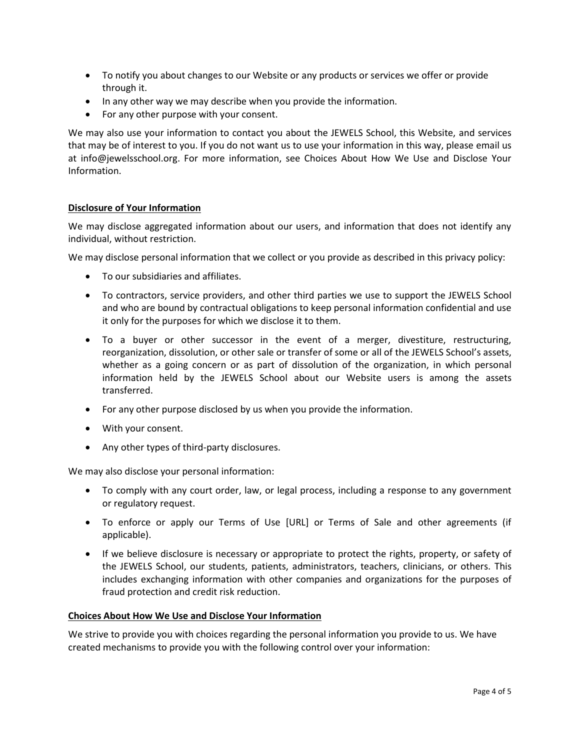- To notify you about changes to our Website or any products or services we offer or provide through it.
- In any other way we may describe when you provide the information.
- For any other purpose with your consent.

We may also use your information to contact you about the JEWELS School, this Website, and services that may be of interest to you. If you do not want us to use your information in this way, please email us at info@jewelsschool.org. For more information, see Choices About How We Use and Disclose Your Information.

## Disclosure of Your Information

We may disclose aggregated information about our users, and information that does not identify any individual, without restriction.

We may disclose personal information that we collect or you provide as described in this privacy policy:

- To our subsidiaries and affiliates.
- To contractors, service providers, and other third parties we use to support the JEWELS School and who are bound by contractual obligations to keep personal information confidential and use it only for the purposes for which we disclose it to them.
- To a buyer or other successor in the event of a merger, divestiture, restructuring, reorganization, dissolution, or other sale or transfer of some or all of the JEWELS School's assets, whether as a going concern or as part of dissolution of the organization, in which personal information held by the JEWELS School about our Website users is among the assets transferred.
- For any other purpose disclosed by us when you provide the information.
- With your consent.
- Any other types of third-party disclosures.

We may also disclose your personal information:

- To comply with any court order, law, or legal process, including a response to any government or regulatory request.
- To enforce or apply our Terms of Use [URL] or Terms of Sale and other agreements (if applicable).
- If we believe disclosure is necessary or appropriate to protect the rights, property, or safety of the JEWELS School, our students, patients, administrators, teachers, clinicians, or others. This includes exchanging information with other companies and organizations for the purposes of fraud protection and credit risk reduction.

## Choices About How We Use and Disclose Your Information

We strive to provide you with choices regarding the personal information you provide to us. We have created mechanisms to provide you with the following control over your information: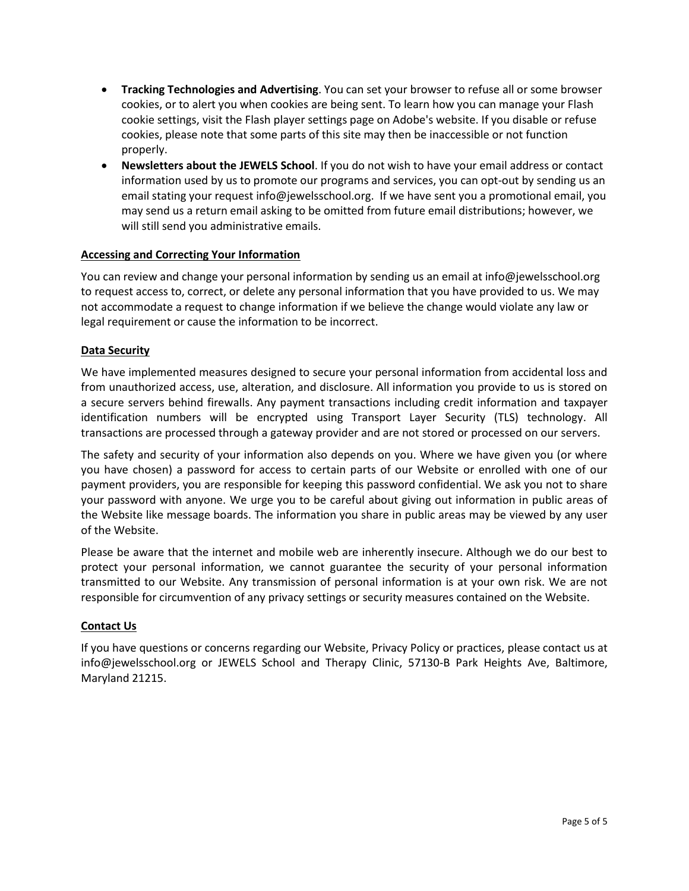- **Tracking Technologies and Advertising**. You can set your browser to refuse all or some browser cookies, or to alert you when cookies are being sent. To learn how you can manage your Flash cookie settings, visit the Flash player settings page on Adobe's website. If you disable or refuse cookies, please note that some parts of this site may then be inaccessible or not function properly.
- **Newsletters about the JEWELS School**. If you do not wish to have your email address or contact information used by us to promote our programs and services, you can opt-out by sending us an email stating your request info@jewelsschool.org. If we have sent you a promotional email, you may send us a return email asking to be omitted from future email distributions; however, we will still send you administrative emails.

**Accessing and Correcting Your Information**

You can review and change your personal information by sending us an email at info@jewelsschool.org to request access to, correct, or delete any personal information that you have provided to us. We may not accommodate a request to change information if we believe the change would violate any law or legal requirement or cause the information to be incorrect.

**Data Security**

We have implemented measures designed to secure your personal information from accidental loss and from unauthorized access, use, alteration, and disclosure. All information you provide to us is stored on a secure servers behind firewalls. Any payment transactions including credit information and taxpayer identification numbers will be encrypted using Transport Layer Security (TLS) technology. All transactions are processed through a gateway provider and are not stored or processed on our servers.

The safety and security of your information also depends on you. Where we have given you (or where you have chosen) a password for access to certain parts of our Website or enrolled with one of our payment providers, you are responsible for keeping this password confidential. We ask you not to share your password with anyone. We urge you to be careful about giving out information in public areas of the Website like message boards. The information you share in public areas may be viewed by any user of the Website.

Please be aware that the internet and mobile web are inherently insecure. Although we do our best to protect your personal information, we cannot guarantee the security of your personal information transmitted to our Website. Any transmission of personal information is at your own risk. We are not responsible for circumvention of any privacy settings or security measures contained on the Website.

**Contact Us**

If you have questions or concerns regarding our Website, Privacy Policy or practices, please contact us at info@jewelsschool.org or JEWELS School and Therapy Clinic, 57130-B Park Heights Ave, Baltimore, Maryland 21215.